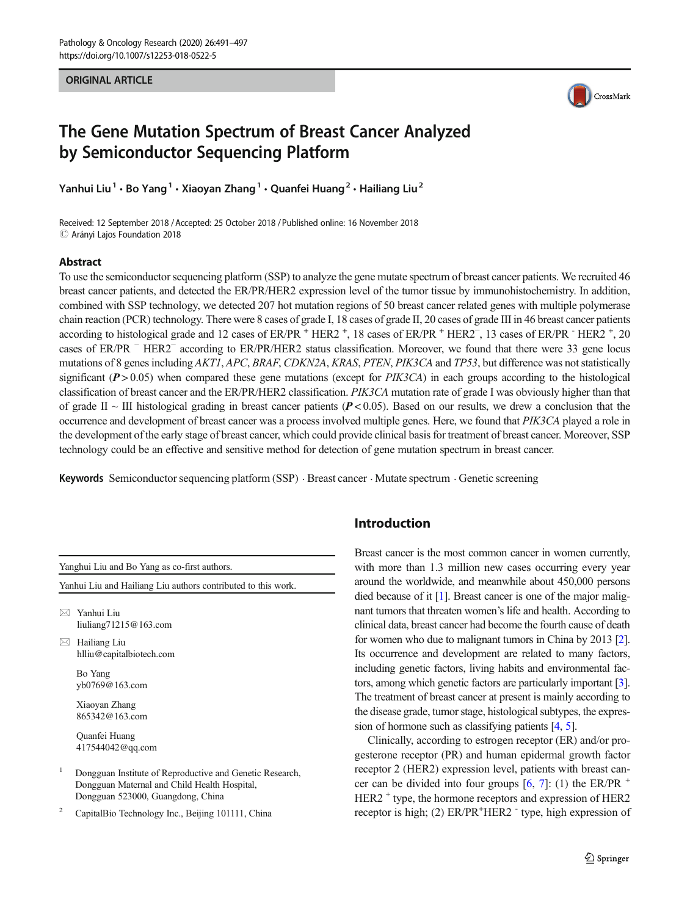ORIGINAL ARTICLE

# The Gene Mutation Spectrum of Breast Cancer Analyzed by Semiconductor Sequencing Platform

**Yanhui Liu** [1] **· Bo Yang** [1] **· Xiaoyan Zhang** [1] **· Quanfei Huang** [2] **· Hailiang Liu** [2]

Received: 12 September 2018 / Accepted: 25 October 2018 / Published online: 16 November 2018
© Arányi Lajos Foundation 2018

## Abstract

To use the semiconductor sequencing platform (SSP) to analyze the gene mutate spectrum of breast cancer patients. We recruited 46 breast cancer patients, and detected the ER/PR/HER2 expression level of the tumor tissue by immunohistochemistry. In addition, combined with SSP technology, we detected 207 hot mutation regions of 50 breast cancer related genes with multiple polymerase chain reaction (PCR) technology. There were 8 cases of grade I, 18 cases of grade II, 20 cases of grade III in 46 breast cancer patients according to histological grade and 12 cases of ER/PR $^+$ HER2 $^+$, 18 cases of ER/PR $^+$ HER2$^-$, 13 cases of ER/PR $^-$ HER2 $^+$, 20 cases of ER/PR $^-$ HER2$^-$ according to ER/PR/HER2 status classification. Moreover, we found that there were 33 gene locus mutations of 8 genes including *AKT1*, *APC*, *BRAF*, *CDKN2A*, *KRAS*, *PTEN*, *PIK3CA* and *TP53*, but difference was not statistically significant (***P*** > 0.05) when compared these gene mutations (except for *PIK3CA*) in each groups according to the histological classification of breast cancer and the ER/PR/HER2 classification. *PIK3CA* mutation rate of grade I was obviously higher than that of grade II ~ III histological grading in breast cancer patients (***P*** < 0.05). Based on our results, we drew a conclusion that the occurrence and development of breast cancer was a process involved multiple genes. Here, we found that *PIK3CA* played a role in the development of the early stage of breast cancer, which could provide clinical basis for treatment of breast cancer. Moreover, SSP technology could be an effective and sensitive method for detection of gene mutation spectrum in breast cancer.

**Keywords** Semiconductor sequencing platform (SSP) · Breast cancer · Mutate spectrum · Genetic screening

Yanghui Liu and Bo Yang as co-first authors.

Yanhui Liu and Hailiang Liu authors contributed to this work.

✉ Yanhui Liu
liuliang71215@163.com

✉ Hailiang Liu
hlliu@capitalbiotech.com

Bo Yang
yb0769@163.com

Xiaoyan Zhang
865342@163.com

Quanfei Huang
417544042@qq.com

[1] Dongguan Institute of Reproductive and Genetic Research, Dongguan Maternal and Child Health Hospital, Dongguan 523000, Guangdong, China

[2] CapitalBio Technology Inc., Beijing 101111, China

## Introduction

Breast cancer is the most common cancer in women currently, with more than 1.3 million new cases occurring every year around the worldwide, and meanwhile about 450,000 persons died because of it [1]. Breast cancer is one of the major malignant tumors that threaten women's life and health. According to clinical data, breast cancer had become the fourth cause of death for women who due to malignant tumors in China by 2013 [2]. Its occurrence and development are related to many factors, including genetic factors, living habits and environmental factors, among which genetic factors are particularly important [3]. The treatment of breast cancer at present is mainly according to the disease grade, tumor stage, histological subtypes, the expression of hormone such as classifying patients [4, 5].

Clinically, according to estrogen receptor (ER) and/or progesterone receptor (PR) and human epidermal growth factor receptor 2 (HER2) expression level, patients with breast cancer can be divided into four groups [6, 7]: (1) the ER/PR $^+$ HER2 $^+$ type, the hormone receptors and expression of HER2 receptor is high; (2) ER/PR$^+$HER2 $^-$ type, high expression of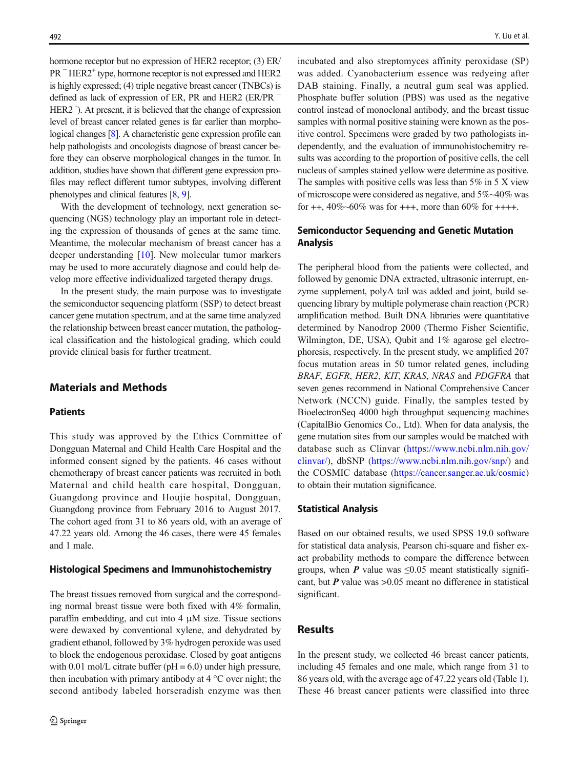hormone receptor but no expression of HER2 receptor; (3) ER/PR $^{-}$ HER2$^{+}$ type, hormone receptor is not expressed and HER2 is highly expressed; (4) triple negative breast cancer (TNBCs) is defined as lack of expression of ER, PR and HER2 (ER/PR $^{-}$ HER2 $^{-}$). At present, it is believed that the change of expression level of breast cancer related genes is far earlier than morphological changes [8]. A characteristic gene expression profile can help pathologists and oncologists diagnose of breast cancer before they can observe morphological changes in the tumor. In addition, studies have shown that different gene expression profiles may reflect different tumor subtypes, involving different phenotypes and clinical features [8, 9].

With the development of technology, next generation sequencing (NGS) technology play an important role in detecting the expression of thousands of genes at the same time. Meantime, the molecular mechanism of breast cancer has a deeper understanding [10]. New molecular tumor markers may be used to more accurately diagnose and could help develop more effective individualized targeted therapy drugs.

In the present study, the main purpose was to investigate the semiconductor sequencing platform (SSP) to detect breast cancer gene mutation spectrum, and at the same time analyzed the relationship between breast cancer mutation, the pathological classification and the histological grading, which could provide clinical basis for further treatment.

## Materials and Methods

### Patients

This study was approved by the Ethics Committee of Dongguan Maternal and Child Health Care Hospital and the informed consent signed by the patients. 46 cases without chemotherapy of breast cancer patients was recruited in both Maternal and child health care hospital, Dongguan, Guangdong province and Houjie hospital, Dongguan, Guangdong province from February 2016 to August 2017. The cohort aged from 31 to 86 years old, with an average of 47.22 years old. Among the 46 cases, there were 45 females and 1 male.

### Histological Specimens and Immunohistochemistry

The breast tissues removed from surgical and the corresponding normal breast tissue were both fixed with 4% formalin, paraffin embedding, and cut into 4 μM size. Tissue sections were dewaxed by conventional xylene, and dehydrated by gradient ethanol, followed by 3% hydrogen peroxide was used to block the endogenous peroxidase. Closed by goat antigens with 0.01 mol/L citrate buffer (pH = 6.0) under high pressure, then incubation with primary antibody at 4 °C over night; the second antibody labeled horseradish enzyme was then incubated and also streptomyces affinity peroxidase (SP) was added. Cyanobacterium essence was redyeing after DAB staining. Finally, a neutral gum seal was applied. Phosphate buffer solution (PBS) was used as the negative control instead of monoclonal antibody, and the breast tissue samples with normal positive staining were known as the positive control. Specimens were graded by two pathologists independently, and the evaluation of immunohistochemitry results was according to the proportion of positive cells, the cell nucleus of samples stained yellow were determine as positive. The samples with positive cells was less than 5% in 5 X view of microscope were considered as negative, and 5%~40% was for ++, 40%~60% was for +++, more than 60% for ++++.

### Semiconductor Sequencing and Genetic Mutation Analysis

The peripheral blood from the patients were collected, and followed by genomic DNA extracted, ultrasonic interrupt, enzyme supplement, polyA tail was added and joint, build sequencing library by multiple polymerase chain reaction (PCR) amplification method. Built DNA libraries were quantitative determined by Nanodrop 2000 (Thermo Fisher Scientific, Wilmington, DE, USA), Qubit and 1% agarose gel electrophoresis, respectively. In the present study, we amplified 207 focus mutation areas in 50 tumor related genes, including *BRAF*, *EGFR*, *HER2*, *KIT*, *KRAS*, *NRAS* and *PDGFRA* that seven genes recommend in National Comprehensive Cancer Network (NCCN) guide. Finally, the samples tested by BioelectronSeq 4000 high throughput sequencing machines (CapitalBio Genomics Co., Ltd). When for data analysis, the gene mutation sites from our samples would be matched with database such as Clinvar (https://www.ncbi.nlm.nih.gov/clinvar/), dbSNP (https://www.ncbi.nlm.nih.gov/snp/) and the COSMIC database (https://cancer.sanger.ac.uk/cosmic) to obtain their mutation significance.

### Statistical Analysis

Based on our obtained results, we used SPSS 19.0 software for statistical data analysis, Pearson chi-square and fisher exact probability methods to compare the difference between groups, when ***P*** value was ≤0.05 meant statistically significant, but ***P*** value was >0.05 meant no difference in statistical significant.

## Results

In the present study, we collected 46 breast cancer patients, including 45 females and one male, which range from 31 to 86 years old, with the average age of 47.22 years old (Table 1). These 46 breast cancer patients were classified into three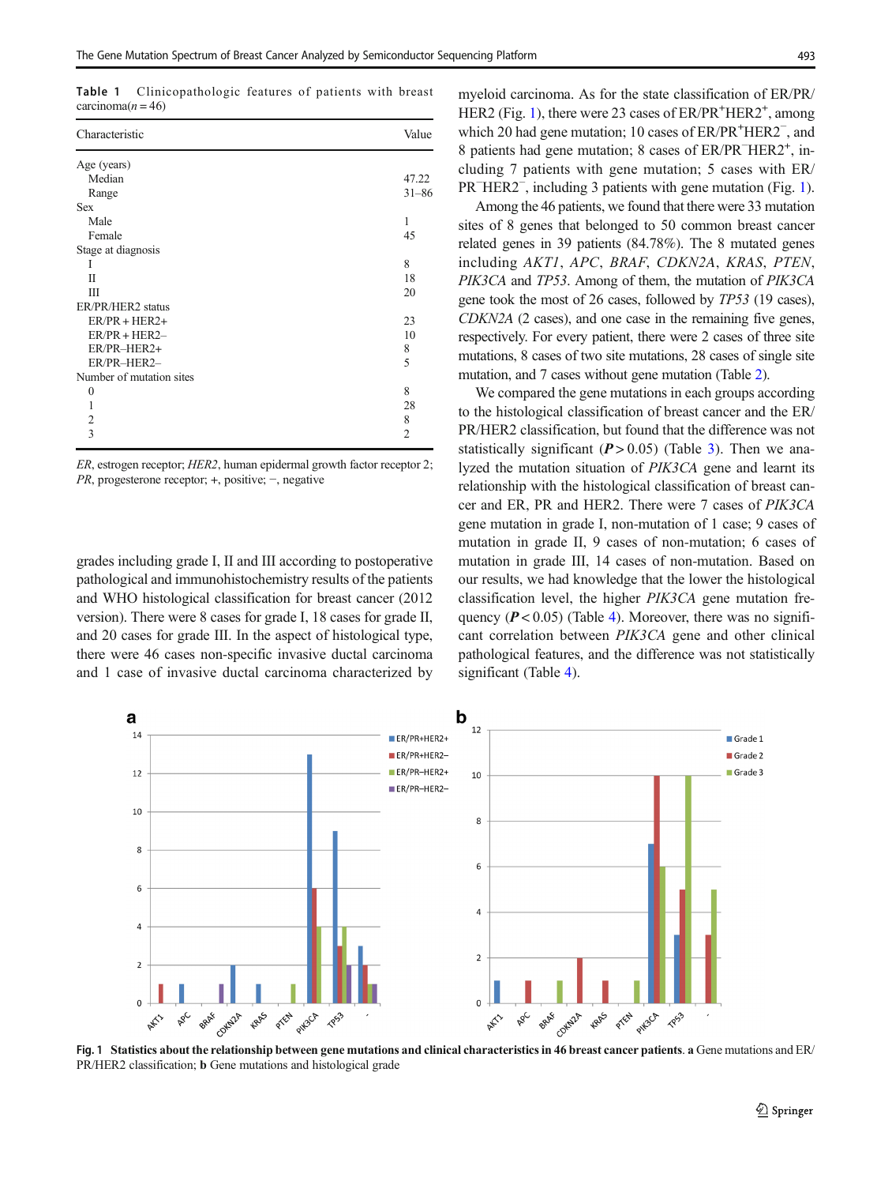**Table 1** Clinicopathologic features of patients with breast carcinoma($n = 46$)

| Characteristic | Value |
|---|---|
| Age (years) | |
| Median | 47.22 |
| Range | 31–86 |
| Sex | |
| Male | 1 |
| Female | 45 |
| Stage at diagnosis | |
| I | 8 |
| II | 18 |
| III | 20 |
| ER/PR/HER2 status | |
| ER/PR + HER2+ | 23 |
| ER/PR + HER2– | 10 |
| ER/PR–HER2+ | 8 |
| ER/PR–HER2– | 5 |
| Number of mutation sites | |
| 0 | 8 |
| 1 | 28 |
| 2 | 8 |
| 3 | 2 |

*ER*, estrogen receptor; *HER2*, human epidermal growth factor receptor 2; *PR*, progesterone receptor; +, positive; −, negative

grades including grade I, II and III according to postoperative pathological and immunohistochemistry results of the patients and WHO histological classification for breast cancer (2012 version). There were 8 cases for grade I, 18 cases for grade II, and 20 cases for grade III. In the aspect of histological type, there were 46 cases non-specific invasive ductal carcinoma and 1 case of invasive ductal carcinoma characterized by myeloid carcinoma. As for the state classification of ER/PR/HER2 (Fig. 1), there were 23 cases of ER/PR$^+$HER2$^+$, among which 20 had gene mutation; 10 cases of ER/PR$^+$HER2$^-$, and 8 patients had gene mutation; 8 cases of ER/PR$^-$HER2$^+$, including 7 patients with gene mutation; 5 cases with ER/PR$^-$HER2$^-$, including 3 patients with gene mutation (Fig. 1).

Among the 46 patients, we found that there were 33 mutation sites of 8 genes that belonged to 50 common breast cancer related genes in 39 patients (84.78%). The 8 mutated genes including *AKT1*, *APC*, *BRAF*, *CDKN2A*, *KRAS*, *PTEN*, *PIK3CA* and *TP53*. Among of them, the mutation of *PIK3CA* gene took the most of 26 cases, followed by *TP53* (19 cases), *CDKN2A* (2 cases), and one case in the remaining five genes, respectively. For every patient, there were 2 cases of three site mutations, 8 cases of two site mutations, 28 cases of single site mutation, and 7 cases without gene mutation (Table 2).

We compared the gene mutations in each groups according to the histological classification of breast cancer and the ER/PR/HER2 classification, but found that the difference was not statistically significant ($P > 0.05$) (Table 3). Then we analyzed the mutation situation of *PIK3CA* gene and learnt its relationship with the histological classification of breast cancer and ER, PR and HER2. There were 7 cases of *PIK3CA* gene mutation in grade I, non-mutation of 1 case; 9 cases of mutation in grade II, 9 cases of non-mutation; 6 cases of mutation in grade III, 14 cases of non-mutation. Based on our results, we had knowledge that the lower the histological classification level, the higher *PIK3CA* gene mutation frequency ($P < 0.05$) (Table 4). Moreover, there was no significant correlation between *PIK3CA* gene and other clinical pathological features, and the difference was not statistically significant (Table 4).

**Fig. 1 Statistics about the relationship between gene mutations and clinical characteristics in 46 breast cancer patients**. **a** Gene mutations and ER/PR/HER2 classification; **b** Gene mutations and histological grade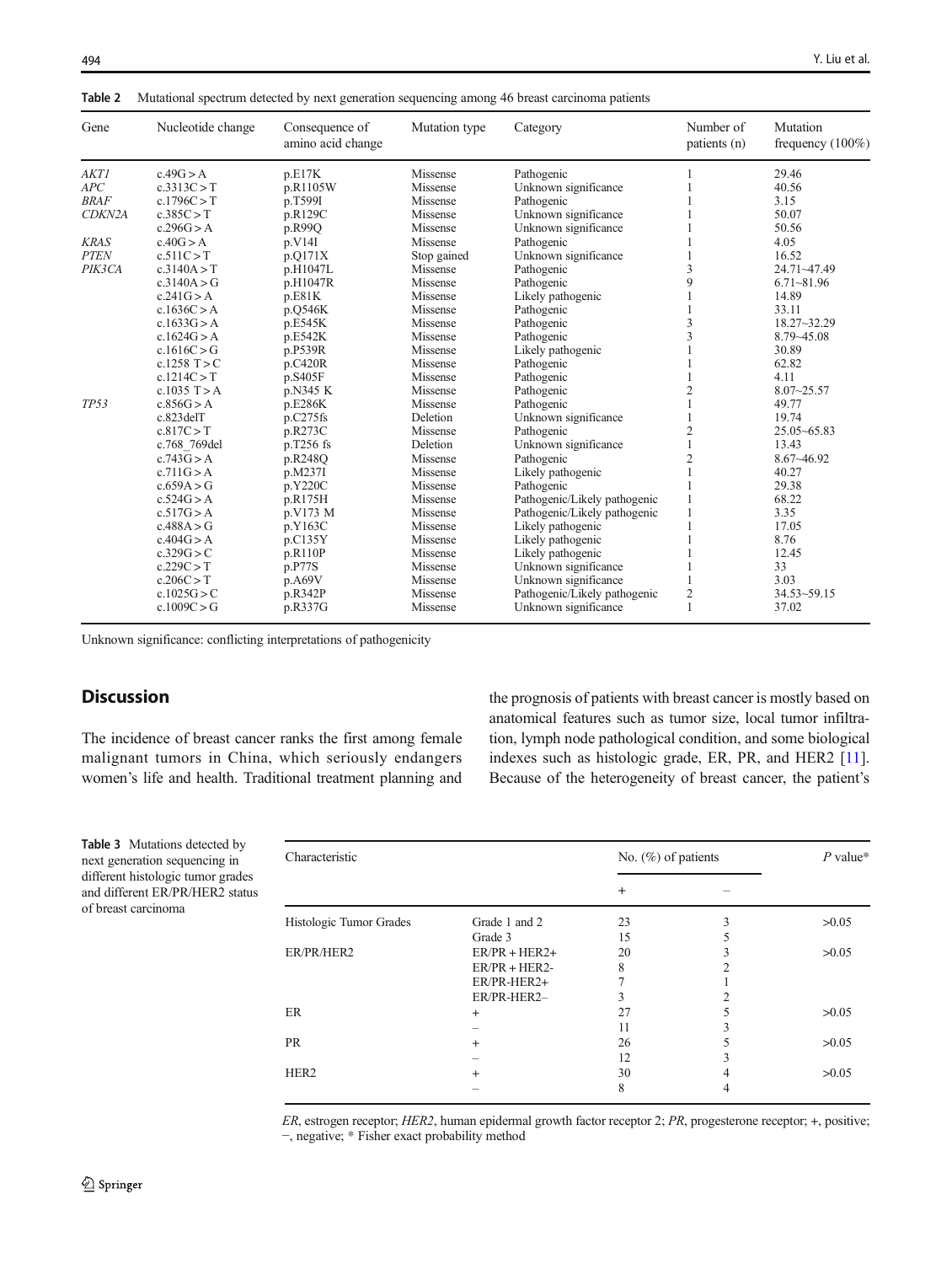**Table 2** Mutational spectrum detected by next generation sequencing among 46 breast carcinoma patients

| Gene | Nucleotide change | Consequence of amino acid change | Mutation type | Category | Number of patients (n) | Mutation frequency (100%) |
|---|---|---|---|---|---|---|
| *AKT1* | c.49G > A | p.E17K | Missense | Pathogenic | 1 | 29.46 |
| *APC* | c.3313C > T | p.R1105W | Missense | Unknown significance | 1 | 40.56 |
| *BRAF* | c.1796C > T | p.T599I | Missense | Pathogenic | 1 | 3.15 |
| *CDKN2A* | c.385C > T | p.R129C | Missense | Unknown significance | 1 | 50.07 |
| | c.296G > A | p.R99Q | Missense | Unknown significance | 1 | 50.56 |
| *KRAS* | c.40G > A | p.V14I | Missense | Pathogenic | 1 | 4.05 |
| *PTEN* | c.511C > T | p.Q171X | Stop gained | Unknown significance | 1 | 16.52 |
| *PIK3CA* | c.3140A > T | p.H1047L | Missense | Pathogenic | 3 | 24.71~47.49 |
| | c.3140A > G | p.H1047R | Missense | Pathogenic | 9 | 6.71~81.96 |
| | c.241G > A | p.E81K | Missense | Likely pathogenic | 1 | 14.89 |
| | c.1636C > A | p.Q546K | Missense | Pathogenic | 1 | 33.11 |
| | c.1633G > A | p.E545K | Missense | Pathogenic | 3 | 18.27~32.29 |
| | c.1624G > A | p.E542K | Missense | Pathogenic | 3 | 8.79~45.08 |
| | c.1616C > G | p.P539R | Missense | Likely pathogenic | 1 | 30.89 |
| | c.1258 T > C | p.C420R | Missense | Pathogenic | 1 | 62.82 |
| | c.1214C > T | p.S405F | Missense | Pathogenic | 1 | 4.11 |
| | c.1035 T > A | p.N345 K | Missense | Pathogenic | 2 | 8.07~25.57 |
| *TP53* | c.856G > A | p.E286K | Missense | Pathogenic | 1 | 49.77 |
| | c.823delT | p.C275fs | Deletion | Unknown significance | 1 | 19.74 |
| | c.817C > T | p.R273C | Missense | Pathogenic | 2 | 25.05~65.83 |
| | c.768_769del | p.T256 fs | Deletion | Unknown significance | 1 | 13.43 |
| | c.743G > A | p.R248Q | Missense | Pathogenic | 2 | 8.67~46.92 |
| | c.711G > A | p.M237I | Missense | Likely pathogenic | 1 | 40.27 |
| | c.659A > G | p.Y220C | Missense | Pathogenic | 1 | 29.38 |
| | c.524G > A | p.R175H | Missense | Pathogenic/Likely pathogenic | 1 | 68.22 |
| | c.517G > A | p.V173 M | Missense | Pathogenic/Likely pathogenic | 1 | 3.35 |
| | c.488A > G | p.Y163C | Missense | Likely pathogenic | 1 | 17.05 |
| | c.404G > A | p.C135Y | Missense | Likely pathogenic | 1 | 8.76 |
| | c.329G > C | p.R110P | Missense | Likely pathogenic | 1 | 12.45 |
| | c.229C > T | p.P77S | Missense | Unknown significance | 1 | 33 |
| | c.206C > T | p.A69V | Missense | Unknown significance | 1 | 3.03 |
| | c.1025G > C | p.R342P | Missense | Pathogenic/Likely pathogenic | 2 | 34.53~59.15 |
| | c.1009C > G | p.R337G | Missense | Unknown significance | 1 | 37.02 |

Unknown significance: conflicting interpretations of pathogenicity

## Discussion

The incidence of breast cancer ranks the first among female malignant tumors in China, which seriously endangers women's life and health. Traditional treatment planning and the prognosis of patients with breast cancer is mostly based on anatomical features such as tumor size, local tumor infiltration, lymph node pathological condition, and some biological indexes such as histologic grade, ER, PR, and HER2 [11]. Because of the heterogeneity of breast cancer, the patient's

**Table 3** Mutations detected by next generation sequencing in different histologic tumor grades and different ER/PR/HER2 status of breast carcinoma

| Characteristic | | No. (%) of patients | | *P* value* |
|---|---|---|---|---|
| | | + | – | |
| Histologic Tumor Grades | Grade 1 and 2 | 23 | 3 | >0.05 |
| | Grade 3 | 15 | 5 | |
| ER/PR/HER2 | ER/PR + HER2+ | 20 | 3 | >0.05 |
| | ER/PR + HER2- | 8 | 2 | |
| | ER/PR-HER2+ | 7 | 1 | |
| | ER/PR-HER2– | 3 | 2 | |
| ER | + | 27 | 5 | >0.05 |
| | – | 11 | 3 | |
| PR | + | 26 | 5 | >0.05 |
| | – | 12 | 3 | |
| HER2 | + | 30 | 4 | >0.05 |
| | – | 8 | 4 | |

*ER*, estrogen receptor; *HER2*, human epidermal growth factor receptor 2; *PR*, progesterone receptor; +, positive; –, negative; * Fisher exact probability method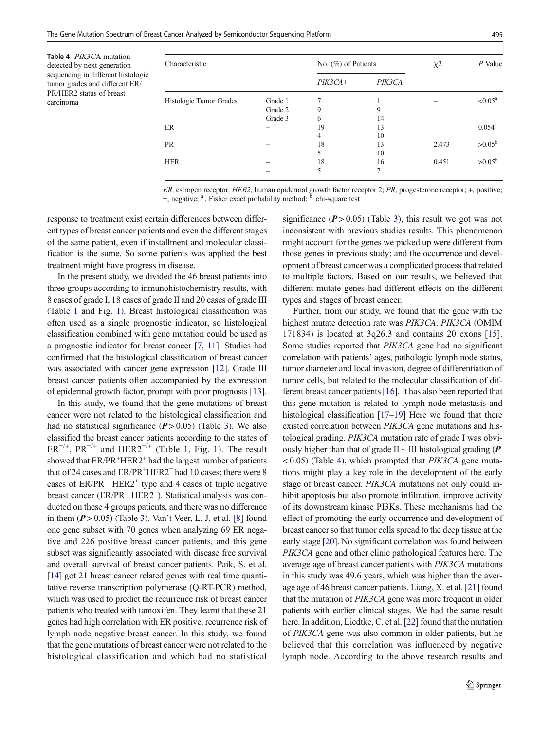**Table 4** *PIK3CA* mutation detected by next generation sequencing in different histologic tumor grades and different ER/PR/HER2 status of breast carcinoma

| Characteristic | | No. (%) of Patients | | χ2 | *P* Value |
|---|---|---|---|---|---|
| | | *PIK3CA+* | *PIK3CA-* | | |
| Histologic Tumor Grades | Grade 1 | 7 | 1 | – | <0.05[a] |
| | Grade 2 | 9 | 9 | | |
| | Grade 3 | 6 | 14 | | |
| ER | + | 19 | 13 | – | 0.054[a] |
| | – | 4 | 10 | | |
| PR | + | 18 | 13 | 2.473 | >0.05[b] |
| | – | 5 | 10 | | |
| HER | + | 18 | 16 | 0.451 | >0.05[b] |
| | – | 5 | 7 | | |

*ER*, estrogen receptor; *HER2*, human epidermal growth factor receptor 2; *PR*, progesterone receptor; +, positive; –, negative; [a], Fisher exact probability method; [b] chi-square test

response to treatment exist certain differences between different types of breast cancer patients and even the different stages of the same patient, even if installment and molecular classification is the same. So some patients was applied the best treatment might have progress in disease.

In the present study, we divided the 46 breast patients into three groups according to inmunohistochemistry results, with 8 cases of grade I, 18 cases of grade II and 20 cases of grade III (Table 1 and Fig. 1). Breast histological classification was often used as a single prognostic indicator, so histological classification combined with gene mutation could be used as a prognostic indicator for breast cancer [7, 11]. Studies had confirmed that the histological classification of breast cancer was associated with cancer gene expression [12]. Grade III breast cancer patients often accompanied by the expression of epidermal growth factor, prompt with poor prognosis [13].

In this study, we found that the gene mutations of breast cancer were not related to the histological classification and had no statistical significance (***P*** > 0.05) (Table 3). We also classified the breast cancer patients according to the states of $ER^{-/+}$, $PR^{-/+}$ and $HER2^{-/+}$ (Table 1, Fig. 1). The result showed that $ER/PR^{+}HER2^{+}$ had the largest number of patients that of 24 cases and $ER/PR^{+}HER2^{-}$ had 10 cases; there were 8 cases of $ER/PR^{-}$ $HER2^{+}$ type and 4 cases of triple negative breast cancer ($ER/PR^{-}$ $HER2^{-}$). Statistical analysis was conducted on these 4 groups patients, and there was no difference in them (***P*** > 0.05) (Table 3). Van't Veer, L. J. et al. [8] found one gene subset with 70 genes when analyzing 69 ER negative and 226 positive breast cancer patients, and this gene subset was significantly associated with disease free survival and overall survival of breast cancer patients. Paik, S. et al. [14] got 21 breast cancer related genes with real time quantitative reverse transcription polymerase (Q-RT-PCR) method, which was used to predict the recurrence risk of breast cancer patients who treated with tamoxifen. They learnt that these 21 genes had high correlation with ER positive, recurrence risk of lymph node negative breast cancer. In this study, we found that the gene mutations of breast cancer were not related to the histological classification and which had no statistical significance (***P*** > 0.05) (Table 3), this result we got was not inconsistent with previous studies results. This phenomenon might account for the genes we picked up were different from those genes in previous study; and the occurrence and development of breast cancer was a complicated process that related to multiple factors. Based on our results, we believed that different mutate genes had different effects on the different types and stages of breast cancer.

Further, from our study, we found that the gene with the highest mutate detection rate was *PIK3CA*. *PIK3CA* (OMIM 171834) is located at 3q26.3 and contains 20 exons [15]. Some studies reported that *PIK3CA* gene had no significant correlation with patients' ages, pathologic lymph node status, tumor diameter and local invasion, degree of differentiation of tumor cells, but related to the molecular classification of different breast cancer patients [16]. It has also been reported that this gene mutation is related to lymph node metastasis and histological classification [17–19] Here we found that there existed correlation between *PIK3CA* gene mutations and histological grading. *PIK3CA* mutation rate of grade I was obviously higher than that of grade II ~ III histological grading (***P*** < 0.05) (Table 4), which prompted that *PIK3CA* gene mutations might play a key role in the development of the early stage of breast cancer. *PIK3CA* mutations not only could inhibit apoptosis but also promote infiltration, improve activity of its downstream kinase PI3Ks. These mechanisms had the effect of promoting the early occurrence and development of breast cancer so that tumor cells spread to the deep tissue at the early stage [20]. No significant correlation was found between *PIK3CA* gene and other clinic pathological features here. The average age of breast cancer patients with *PIK3CA* mutations in this study was 49.6 years, which was higher than the average age of 46 breast cancer patients. Liang, X. et al. [21] found that the mutation of *PIK3CA* gene was more frequent in older patients with earlier clinical stages. We had the same result here. In addition, Liedtke, C. et al. [22] found that the mutation of *PIK3CA* gene was also common in older patients, but he believed that this correlation was influenced by negative lymph node. According to the above research results and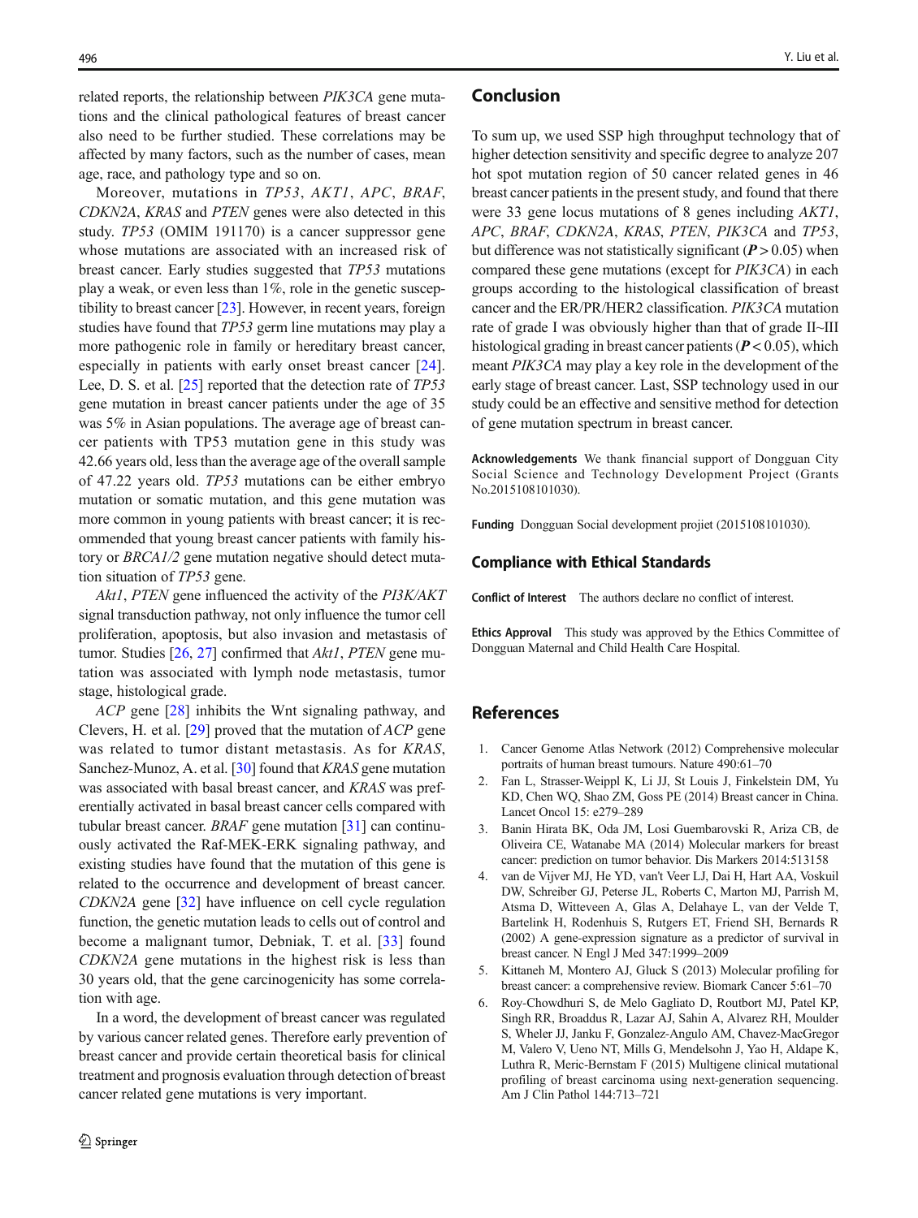related reports, the relationship between *PIK3CA* gene mutations and the clinical pathological features of breast cancer also need to be further studied. These correlations may be affected by many factors, such as the number of cases, mean age, race, and pathology type and so on.

Moreover, mutations in *TP53*, *AKT1*, *APC*, *BRAF*, *CDKN2A*, *KRAS* and *PTEN* genes were also detected in this study. *TP53* (OMIM 191170) is a cancer suppressor gene whose mutations are associated with an increased risk of breast cancer. Early studies suggested that *TP53* mutations play a weak, or even less than 1%, role in the genetic susceptibility to breast cancer [23]. However, in recent years, foreign studies have found that *TP53* germ line mutations may play a more pathogenic role in family or hereditary breast cancer, especially in patients with early onset breast cancer [24]. Lee, D. S. et al. [25] reported that the detection rate of *TP53* gene mutation in breast cancer patients under the age of 35 was 5% in Asian populations. The average age of breast cancer patients with TP53 mutation gene in this study was 42.66 years old, less than the average age of the overall sample of 47.22 years old. *TP53* mutations can be either embryo mutation or somatic mutation, and this gene mutation was more common in young patients with breast cancer; it is recommended that young breast cancer patients with family history or *BRCA1/2* gene mutation negative should detect mutation situation of *TP53* gene.

*Akt1*, *PTEN* gene influenced the activity of the *PI3K/AKT* signal transduction pathway, not only influence the tumor cell proliferation, apoptosis, but also invasion and metastasis of tumor. Studies [26, 27] confirmed that *Akt1*, *PTEN* gene mutation was associated with lymph node metastasis, tumor stage, histological grade.

*ACP* gene [28] inhibits the Wnt signaling pathway, and Clevers, H. et al. [29] proved that the mutation of *ACP* gene was related to tumor distant metastasis. As for *KRAS*, Sanchez-Munoz, A. et al. [30] found that *KRAS* gene mutation was associated with basal breast cancer, and *KRAS* was preferentially activated in basal breast cancer cells compared with tubular breast cancer. *BRAF* gene mutation [31] can continuously activated the Raf-MEK-ERK signaling pathway, and existing studies have found that the mutation of this gene is related to the occurrence and development of breast cancer. *CDKN2A* gene [32] have influence on cell cycle regulation function, the genetic mutation leads to cells out of control and become a malignant tumor, Debniak, T. et al. [33] found *CDKN2A* gene mutations in the highest risk is less than 30 years old, that the gene carcinogenicity has some correlation with age.

In a word, the development of breast cancer was regulated by various cancer related genes. Therefore early prevention of breast cancer and provide certain theoretical basis for clinical treatment and prognosis evaluation through detection of breast cancer related gene mutations is very important.

## Conclusion

To sum up, we used SSP high throughput technology that of higher detection sensitivity and specific degree to analyze 207 hot spot mutation region of 50 cancer related genes in 46 breast cancer patients in the present study, and found that there were 33 gene locus mutations of 8 genes including *AKT1*, *APC*, *BRAF*, *CDKN2A*, *KRAS*, *PTEN*, *PIK3CA* and *TP53*, but difference was not statistically significant ($P > 0.05$) when compared these gene mutations (except for *PIK3CA*) in each groups according to the histological classification of breast cancer and the ER/PR/HER2 classification. *PIK3CA* mutation rate of grade I was obviously higher than that of grade II~III histological grading in breast cancer patients ($P < 0.05$), which meant *PIK3CA* may play a key role in the development of the early stage of breast cancer. Last, SSP technology used in our study could be an effective and sensitive method for detection of gene mutation spectrum in breast cancer.

**Acknowledgements** We thank financial support of Dongguan City Social Science and Technology Development Project (Grants No.2015108101030).

**Funding** Dongguan Social development projiet (2015108101030).

## Compliance with Ethical Standards

**Conflict of Interest** The authors declare no conflict of interest.

**Ethics Approval** This study was approved by the Ethics Committee of Dongguan Maternal and Child Health Care Hospital.

## References

1. Cancer Genome Atlas Network (2012) Comprehensive molecular portraits of human breast tumours. Nature 490:61–70
2. Fan L, Strasser-Weippl K, Li JJ, St Louis J, Finkelstein DM, Yu KD, Chen WQ, Shao ZM, Goss PE (2014) Breast cancer in China. Lancet Oncol 15: e279–289
3. Banin Hirata BK, Oda JM, Losi Guembarovski R, Ariza CB, de Oliveira CE, Watanabe MA (2014) Molecular markers for breast cancer: prediction on tumor behavior. Dis Markers 2014:513158
4. van de Vijver MJ, He YD, van't Veer LJ, Dai H, Hart AA, Voskuil DW, Schreiber GJ, Peterse JL, Roberts C, Marton MJ, Parrish M, Atsma D, Witteveen A, Glas A, Delahaye L, van der Velde T, Bartelink H, Rodenhuis S, Rutgers ET, Friend SH, Bernards R (2002) A gene-expression signature as a predictor of survival in breast cancer. N Engl J Med 347:1999–2009
5. Kittaneh M, Montero AJ, Gluck S (2013) Molecular profiling for breast cancer: a comprehensive review. Biomark Cancer 5:61–70
6. Roy-Chowdhuri S, de Melo Gagliato D, Routbort MJ, Patel KP, Singh RR, Broaddus R, Lazar AJ, Sahin A, Alvarez RH, Moulder S, Wheler JJ, Janku F, Gonzalez-Angulo AM, Chavez-MacGregor M, Valero V, Ueno NT, Mills G, Mendelsohn J, Yao H, Aldape K, Luthra R, Meric-Bernstam F (2015) Multigene clinical mutational profiling of breast carcinoma using next-generation sequencing. Am J Clin Pathol 144:713–721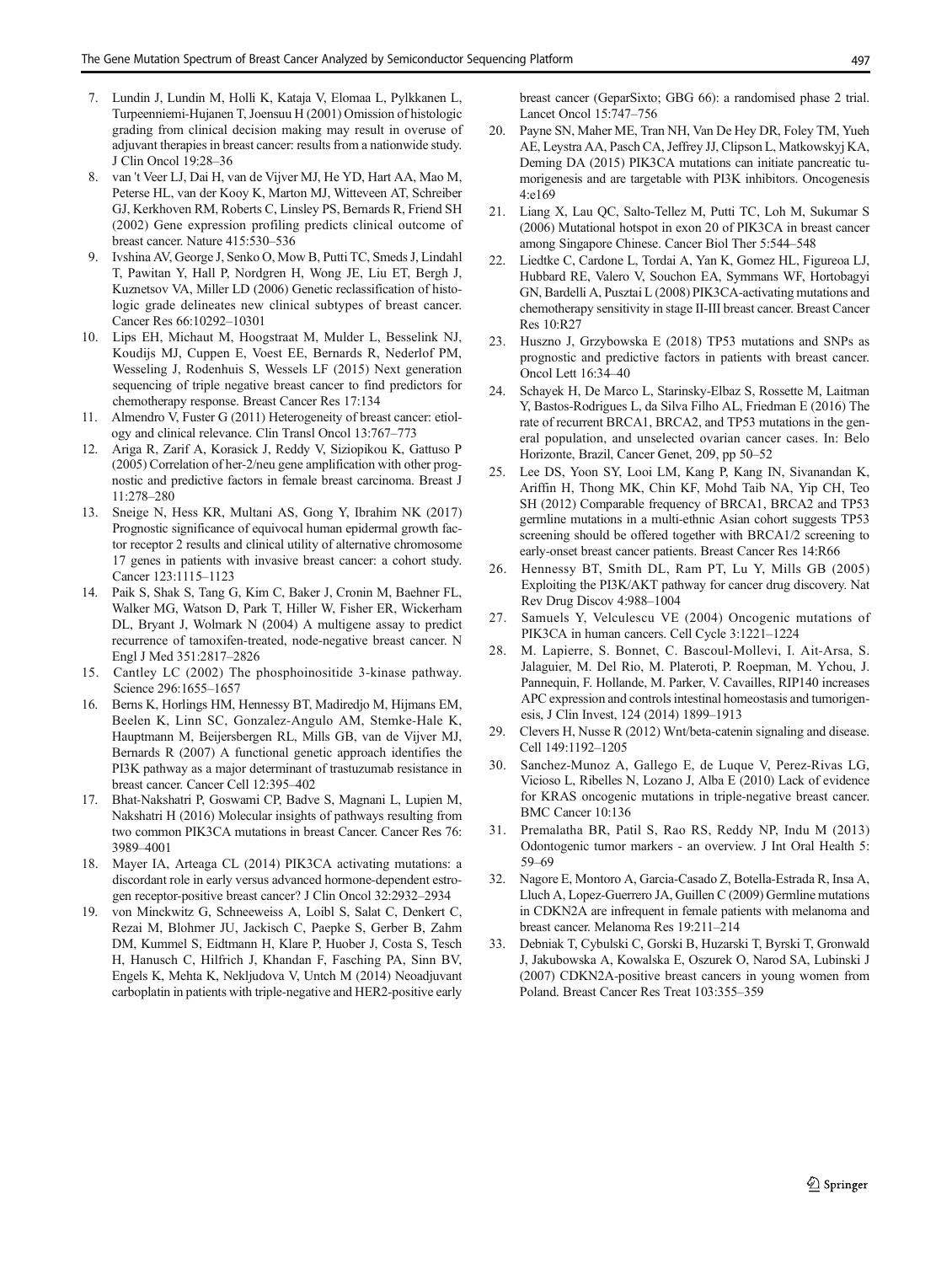7. Lundin J, Lundin M, Holli K, Kataja V, Elomaa L, Pylkkanen L, Turpeenniemi-Hujanen T, Joensuu H (2001) Omission of histologic grading from clinical decision making may result in overuse of adjuvant therapies in breast cancer: results from a nationwide study. J Clin Oncol 19:28–36
8. van 't Veer LJ, Dai H, van de Vijver MJ, He YD, Hart AA, Mao M, Peterse HL, van der Kooy K, Marton MJ, Witteveen AT, Schreiber GJ, Kerkhoven RM, Roberts C, Linsley PS, Bernards R, Friend SH (2002) Gene expression profiling predicts clinical outcome of breast cancer. Nature 415:530–536
9. Ivshina AV, George J, Senko O, Mow B, Putti TC, Smeds J, Lindahl T, Pawitan Y, Hall P, Nordgren H, Wong JE, Liu ET, Bergh J, Kuznetsov VA, Miller LD (2006) Genetic reclassification of histologic grade delineates new clinical subtypes of breast cancer. Cancer Res 66:10292–10301
10. Lips EH, Michaut M, Hoogstraat M, Mulder L, Besselink NJ, Koudijs MJ, Cuppen E, Voest EE, Bernards R, Nederlof PM, Wesseling J, Rodenhuis S, Wessels LF (2015) Next generation sequencing of triple negative breast cancer to find predictors for chemotherapy response. Breast Cancer Res 17:134
11. Almendro V, Fuster G (2011) Heterogeneity of breast cancer: etiology and clinical relevance. Clin Transl Oncol 13:767–773
12. Ariga R, Zarif A, Korasick J, Reddy V, Siziopikou K, Gattuso P (2005) Correlation of her-2/neu gene amplification with other prognostic and predictive factors in female breast carcinoma. Breast J 11:278–280
13. Sneige N, Hess KR, Multani AS, Gong Y, Ibrahim NK (2017) Prognostic significance of equivocal human epidermal growth factor receptor 2 results and clinical utility of alternative chromosome 17 genes in patients with invasive breast cancer: a cohort study. Cancer 123:1115–1123
14. Paik S, Shak S, Tang G, Kim C, Baker J, Cronin M, Baehner FL, Walker MG, Watson D, Park T, Hiller W, Fisher ER, Wickerham DL, Bryant J, Wolmark N (2004) A multigene assay to predict recurrence of tamoxifen-treated, node-negative breast cancer. N Engl J Med 351:2817–2826
15. Cantley LC (2002) The phosphoinositide 3-kinase pathway. Science 296:1655–1657
16. Berns K, Horlings HM, Hennessy BT, Madiredjo M, Hijmans EM, Beelen K, Linn SC, Gonzalez-Angulo AM, Stemke-Hale K, Hauptmann M, Beijersbergen RL, Mills GB, van de Vijver MJ, Bernards R (2007) A functional genetic approach identifies the PI3K pathway as a major determinant of trastuzumab resistance in breast cancer. Cancer Cell 12:395–402
17. Bhat-Nakshatri P, Goswami CP, Badve S, Magnani L, Lupien M, Nakshatri H (2016) Molecular insights of pathways resulting from two common PIK3CA mutations in breast Cancer. Cancer Res 76: 3989–4001
18. Mayer IA, Arteaga CL (2014) PIK3CA activating mutations: a discordant role in early versus advanced hormone-dependent estrogen receptor-positive breast cancer? J Clin Oncol 32:2932–2934
19. von Minckwitz G, Schneeweiss A, Loibl S, Salat C, Denkert C, Rezai M, Blohmer JU, Jackisch C, Paepke S, Gerber B, Zahm DM, Kummel S, Eidtmann H, Klare P, Huober J, Costa S, Tesch H, Hanusch C, Hilfrich J, Khandan F, Fasching PA, Sinn BV, Engels K, Mehta K, Nekljudova V, Untch M (2014) Neoadjuvant carboplatin in patients with triple-negative and HER2-positive early breast cancer (GeparSixto; GBG 66): a randomised phase 2 trial. Lancet Oncol 15:747–756
20. Payne SN, Maher ME, Tran NH, Van De Hey DR, Foley TM, Yueh AE, Leystra AA, Pasch CA, Jeffrey JJ, Clipson L, Matkowskyj KA, Deming DA (2015) PIK3CA mutations can initiate pancreatic tumorigenesis and are targetable with PI3K inhibitors. Oncogenesis 4:e169
21. Liang X, Lau QC, Salto-Tellez M, Putti TC, Loh M, Sukumar S (2006) Mutational hotspot in exon 20 of PIK3CA in breast cancer among Singapore Chinese. Cancer Biol Ther 5:544–548
22. Liedtke C, Cardone L, Tordai A, Yan K, Gomez HL, Figureoa LJ, Hubbard RE, Valero V, Souchon EA, Symmans WF, Hortobagyi GN, Bardelli A, Pusztai L (2008) PIK3CA-activating mutations and chemotherapy sensitivity in stage II-III breast cancer. Breast Cancer Res 10:R27
23. Huszno J, Grzybowska E (2018) TP53 mutations and SNPs as prognostic and predictive factors in patients with breast cancer. Oncol Lett 16:34–40
24. Schayek H, De Marco L, Starinsky-Elbaz S, Rossette M, Laitman Y, Bastos-Rodrigues L, da Silva Filho AL, Friedman E (2016) The rate of recurrent BRCA1, BRCA2, and TP53 mutations in the general population, and unselected ovarian cancer cases. In: Belo Horizonte, Brazil, Cancer Genet, 209, pp 50–52
25. Lee DS, Yoon SY, Looi LM, Kang P, Kang IN, Sivanandan K, Ariffin H, Thong MK, Chin KF, Mohd Taib NA, Yip CH, Teo SH (2012) Comparable frequency of BRCA1, BRCA2 and TP53 germline mutations in a multi-ethnic Asian cohort suggests TP53 screening should be offered together with BRCA1/2 screening to early-onset breast cancer patients. Breast Cancer Res 14:R66
26. Hennessy BT, Smith DL, Ram PT, Lu Y, Mills GB (2005) Exploiting the PI3K/AKT pathway for cancer drug discovery. Nat Rev Drug Discov 4:988–1004
27. Samuels Y, Velculescu VE (2004) Oncogenic mutations of PIK3CA in human cancers. Cell Cycle 3:1221–1224
28. M. Lapierre, S. Bonnet, C. Bascoul-Mollevi, I. Ait-Arsa, S. Jalaguier, M. Del Rio, M. Plateroti, P. Roepman, M. Ychou, J. Pannequin, F. Hollande, M. Parker, V. Cavailles, RIP140 increases APC expression and controls intestinal homeostasis and tumorigenesis, J Clin Invest, 124 (2014) 1899–1913
29. Clevers H, Nusse R (2012) Wnt/beta-catenin signaling and disease. Cell 149:1192–1205
30. Sanchez-Munoz A, Gallego E, de Luque V, Perez-Rivas LG, Vicioso L, Ribelles N, Lozano J, Alba E (2010) Lack of evidence for KRAS oncogenic mutations in triple-negative breast cancer. BMC Cancer 10:136
31. Premalatha BR, Patil S, Rao RS, Reddy NP, Indu M (2013) Odontogenic tumor markers - an overview. J Int Oral Health 5: 59–69
32. Nagore E, Montoro A, Garcia-Casado Z, Botella-Estrada R, Insa A, Lluch A, Lopez-Guerrero JA, Guillen C (2009) Germline mutations in CDKN2A are infrequent in female patients with melanoma and breast cancer. Melanoma Res 19:211–214
33. Debniak T, Cybulski C, Gorski B, Huzarski T, Byrski T, Gronwald J, Jakubowska A, Kowalska E, Oszurek O, Narod SA, Lubinski J (2007) CDKN2A-positive breast cancers in young women from Poland. Breast Cancer Res Treat 103:355–359